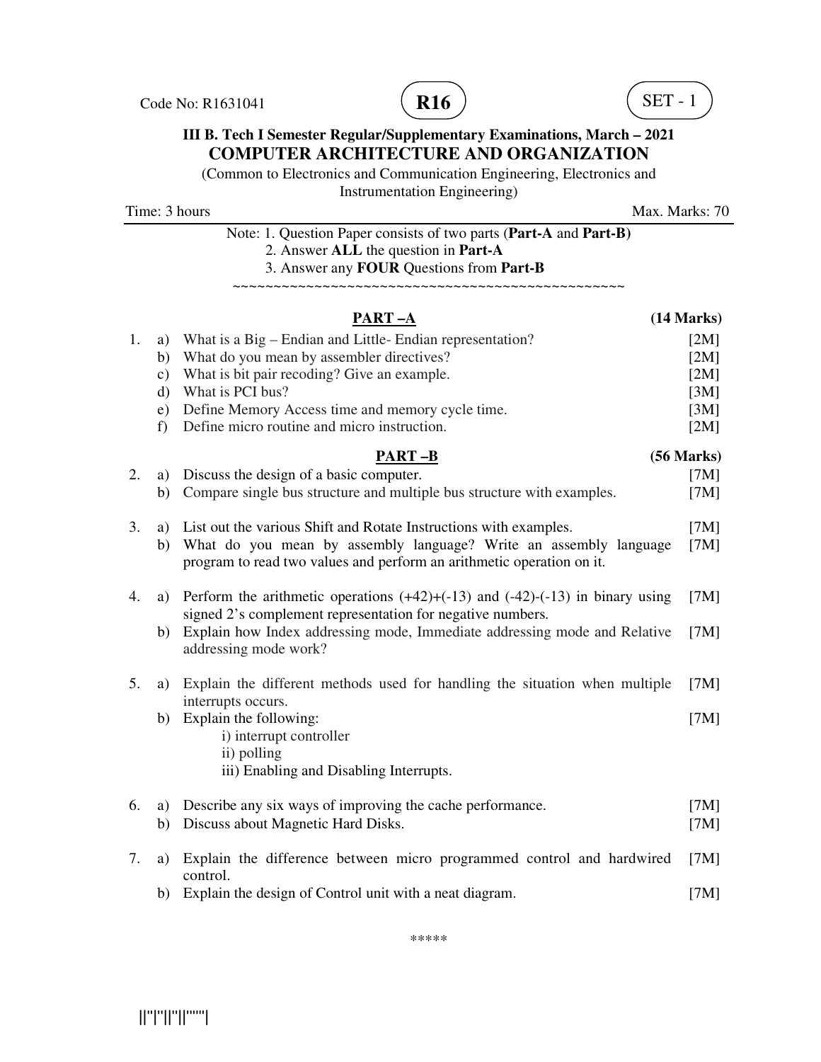Code No: R1631041 **R16** SET - 1

**III B. Tech I Semester Regular/Supplementary Examinations, March – 2021**

# COMPUTER ARCHITECTURE AND ORGANIZATION

(Common to Electronics and Communication Engineering, Electronics and Instrumentation Engineering)

Time: 3 hours Max. Marks: 70

Note: 1. Question Paper consists of two parts (**Part-A** and **Part-B)**
2. Answer **ALL** the question in **Part-A**
3. Answer any **FOUR** Questions from **Part-B**

~~~~~~~~~~~~~~~~~~~~~~~~~~~~~~~~~~~~~~~~~~~~~~~~~

## PART –A (14 Marks)

1. a) What is a Big – Endian and Little- Endian representation? [2M]
   b) What do you mean by assembler directives? [2M]
   c) What is bit pair recoding? Give an example. [2M]
   d) What is PCI bus? [3M]
   e) Define Memory Access time and memory cycle time. [3M]
   f) Define micro routine and micro instruction. [2M]

## PART –B (56 Marks)

2. a) Discuss the design of a basic computer. [7M]
   b) Compare single bus structure and multiple bus structure with examples. [7M]

3. a) List out the various Shift and Rotate Instructions with examples. [7M]
   b) What do you mean by assembly language? Write an assembly language program to read two values and perform an arithmetic operation on it. [7M]

4. a) Perform the arithmetic operations (+42)+(-13) and (-42)-(-13) in binary using signed 2's complement representation for negative numbers. [7M]
   b) Explain how Index addressing mode, Immediate addressing mode and Relative addressing mode work? [7M]

5. a) Explain the different methods used for handling the situation when multiple interrupts occurs. [7M]
   b) Explain the following: [7M]
      i) interrupt controller
      ii) polling
      iii) Enabling and Disabling Interrupts.

6. a) Describe any six ways of improving the cache performance. [7M]
   b) Discuss about Magnetic Hard Disks. [7M]

7. a) Explain the difference between micro programmed control and hardwired control. [7M]
   b) Explain the design of Control unit with a neat diagram. [7M]

*****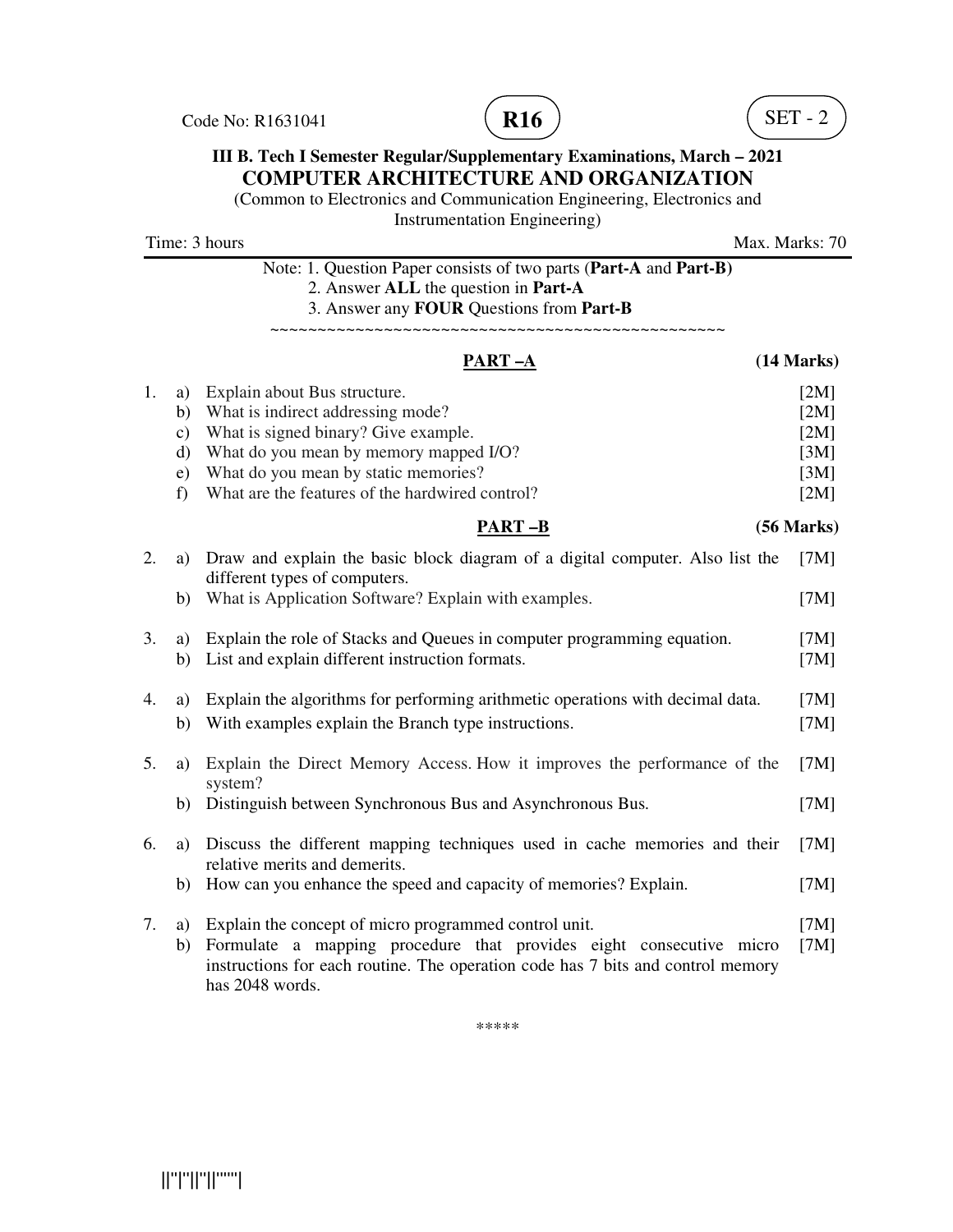Code No: R1631041 **R16** SET - 2

**III B. Tech I Semester Regular/Supplementary Examinations, March – 2021**

# COMPUTER ARCHITECTURE AND ORGANIZATION

(Common to Electronics and Communication Engineering, Electronics and Instrumentation Engineering)

Time: 3 hours Max. Marks: 70

Note: 1. Question Paper consists of two parts (**Part-A** and **Part-B)**
2. Answer **ALL** the question in **Part-A**
3. Answer any **FOUR** Questions from **Part-B**

~~~~~~~~~~~~~~~~~~~~~~~~~~~~~~~~~~~~~~~~~~~~~~~~~~~~

## PART –A (14 Marks)

1. a) Explain about Bus structure. [2M]
   b) What is indirect addressing mode? [2M]
   c) What is signed binary? Give example. [2M]
   d) What do you mean by memory mapped I/O? [3M]
   e) What do you mean by static memories? [3M]
   f) What are the features of the hardwired control? [2M]

## PART –B (56 Marks)

2. a) Draw and explain the basic block diagram of a digital computer. Also list the different types of computers. [7M]
   b) What is Application Software? Explain with examples. [7M]

3. a) Explain the role of Stacks and Queues in computer programming equation. [7M]
   b) List and explain different instruction formats. [7M]

4. a) Explain the algorithms for performing arithmetic operations with decimal data. [7M]
   b) With examples explain the Branch type instructions. [7M]

5. a) Explain the Direct Memory Access. How it improves the performance of the system? [7M]
   b) Distinguish between Synchronous Bus and Asynchronous Bus. [7M]

6. a) Discuss the different mapping techniques used in cache memories and their relative merits and demerits. [7M]
   b) How can you enhance the speed and capacity of memories? Explain. [7M]

7. a) Explain the concept of micro programmed control unit. [7M]
   b) Formulate a mapping procedure that provides eight consecutive micro instructions for each routine. The operation code has 7 bits and control memory has 2048 words. [7M]

*****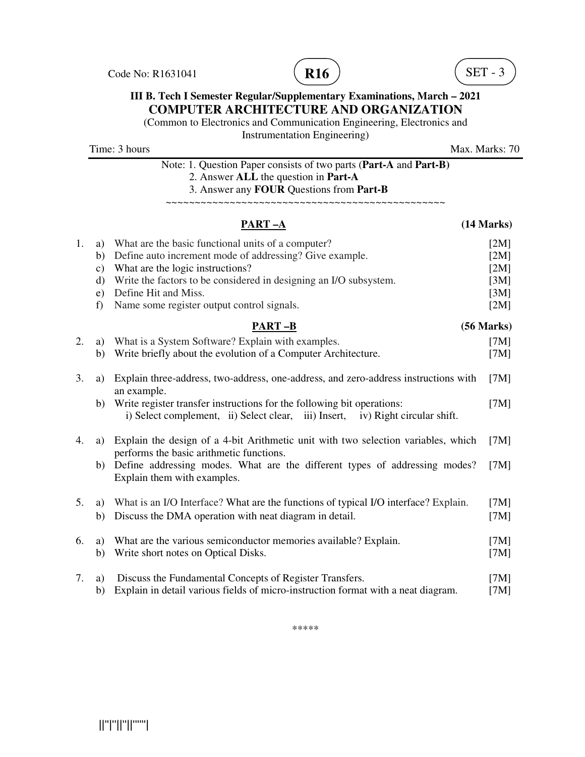Code No: R1631041 **R16** SET - 3

**III B. Tech I Semester Regular/Supplementary Examinations, March – 2021**

# COMPUTER ARCHITECTURE AND ORGANIZATION

(Common to Electronics and Communication Engineering, Electronics and Instrumentation Engineering)

Time: 3 hours Max. Marks: 70

Note: 1. Question Paper consists of two parts (**Part-A** and **Part-B)**
2. Answer **ALL** the question in **Part-A**
3. Answer any **FOUR** Questions from **Part-B**

~~~~~~~~~~~~~~~~~~~~~~~~~~~~~~~~~~~~~~~~~~~~~~~~~~~~~

## PART –A (14 Marks)

1. a) What are the basic functional units of a computer? [2M]
   b) Define auto increment mode of addressing? Give example. [2M]
   c) What are the logic instructions? [2M]
   d) Write the factors to be considered in designing an I/O subsystem. [3M]
   e) Define Hit and Miss. [3M]
   f) Name some register output control signals. [2M]

## PART –B (56 Marks)

2. a) What is a System Software? Explain with examples. [7M]
   b) Write briefly about the evolution of a Computer Architecture. [7M]

3. a) Explain three-address, two-address, one-address, and zero-address instructions with an example. [7M]
   b) Write register transfer instructions for the following bit operations: [7M]
   i) Select complement, ii) Select clear, iii) Insert, iv) Right circular shift.

4. a) Explain the design of a 4-bit Arithmetic unit with two selection variables, which performs the basic arithmetic functions. [7M]
   b) Define addressing modes. What are the different types of addressing modes? Explain them with examples. [7M]

5. a) What is an I/O Interface? What are the functions of typical I/O interface? Explain. [7M]
   b) Discuss the DMA operation with neat diagram in detail. [7M]

6. a) What are the various semiconductor memories available? Explain. [7M]
   b) Write short notes on Optical Disks. [7M]

7. a) Discuss the Fundamental Concepts of Register Transfers. [7M]
   b) Explain in detail various fields of micro-instruction format with a neat diagram. [7M]

*****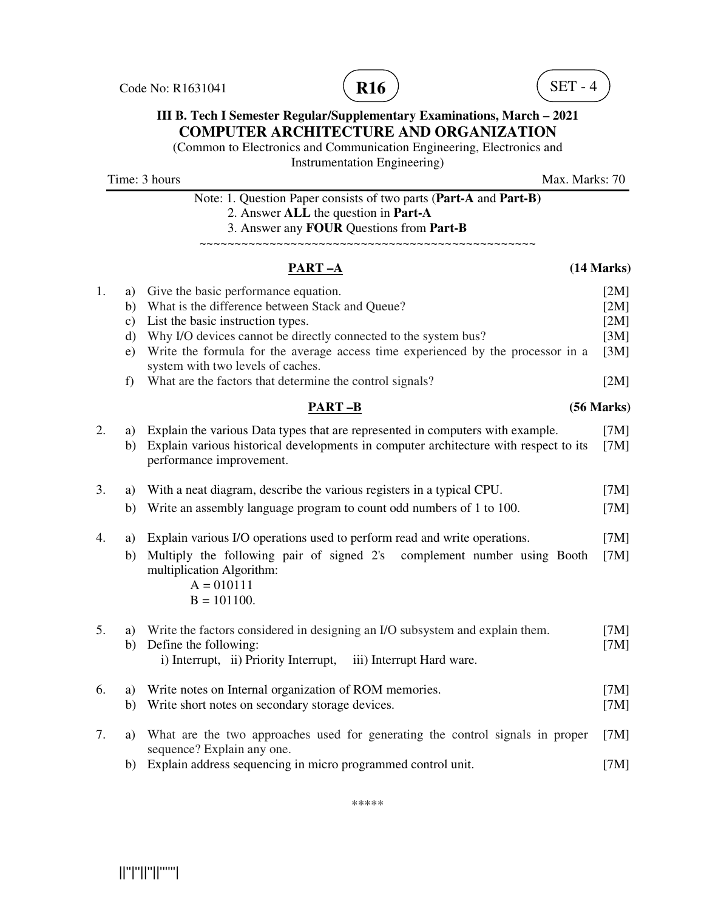Code No: R1631041 **R16** SET - 4

**III B. Tech I Semester Regular/Supplementary Examinations, March – 2021**

# COMPUTER ARCHITECTURE AND ORGANIZATION

(Common to Electronics and Communication Engineering, Electronics and Instrumentation Engineering)

Time: 3 hours Max. Marks: 70

Note: 1. Question Paper consists of two parts (**Part-A** and **Part-B)**
2. Answer **ALL** the question in **Part-A**
3. Answer any **FOUR** Questions from **Part-B**

~~~~~~~~~~~~~~~~~~~~~~~~~~~~~~~~~~~~~~~~~~~~~~~~~~

## PART –A (14 Marks)

1. a) Give the basic performance equation. [2M]
   b) What is the difference between Stack and Queue? [2M]
   c) List the basic instruction types. [2M]
   d) Why I/O devices cannot be directly connected to the system bus? [3M]
   e) Write the formula for the average access time experienced by the processor in a system with two levels of caches. [3M]
   f) What are the factors that determine the control signals? [2M]

## PART –B (56 Marks)

2. a) Explain the various Data types that are represented in computers with example. [7M]
   b) Explain various historical developments in computer architecture with respect to its performance improvement. [7M]

3. a) With a neat diagram, describe the various registers in a typical CPU. [7M]
   b) Write an assembly language program to count odd numbers of 1 to 100. [7M]

4. a) Explain various I/O operations used to perform read and write operations. [7M]
   b) Multiply the following pair of signed 2's complement number using Booth multiplication Algorithm: [7M]
      A = 010111
      B = 101100.

5. a) Write the factors considered in designing an I/O subsystem and explain them. [7M]
   b) Define the following: [7M]
      i) Interrupt, ii) Priority Interrupt, iii) Interrupt Hard ware.

6. a) Write notes on Internal organization of ROM memories. [7M]
   b) Write short notes on secondary storage devices. [7M]

7. a) What are the two approaches used for generating the control signals in proper sequence? Explain any one. [7M]
   b) Explain address sequencing in micro programmed control unit. [7M]

*****